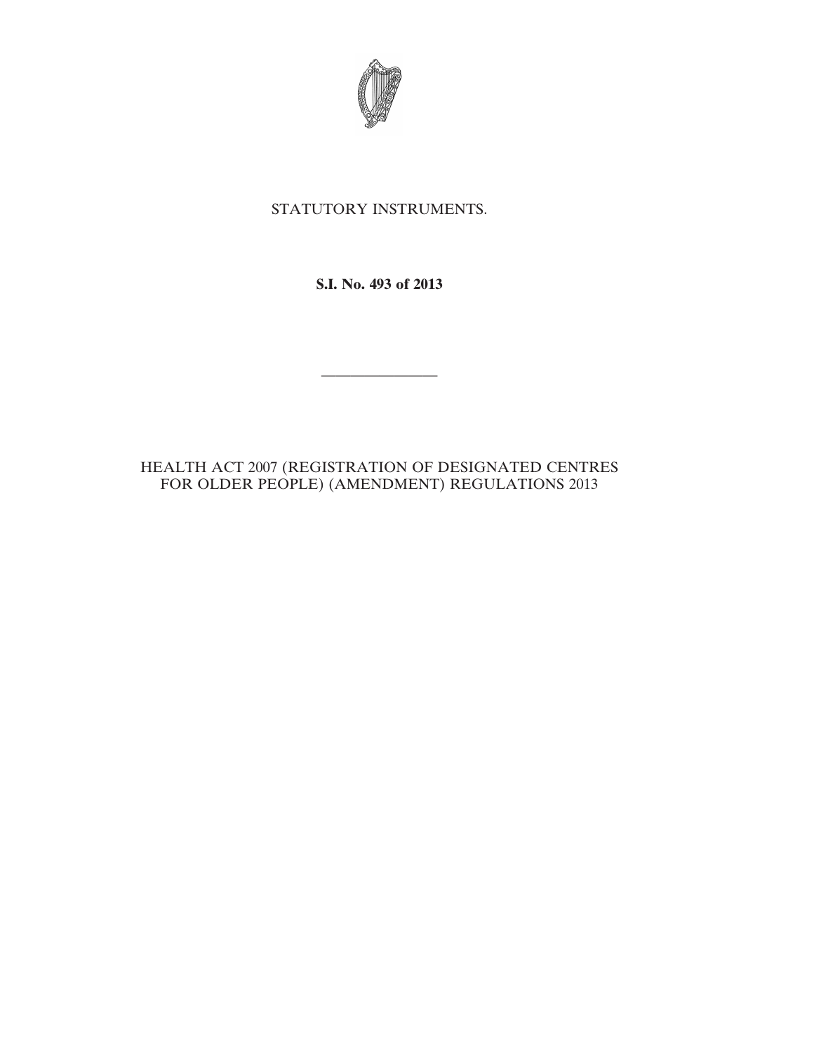STATUTORY INSTRUMENTS.

**S.I. No. 493 of 2013**

---

HEALTH ACT 2007 (REGISTRATION OF DESIGNATED CENTRES FOR OLDER PEOPLE) (AMENDMENT) REGULATIONS 2013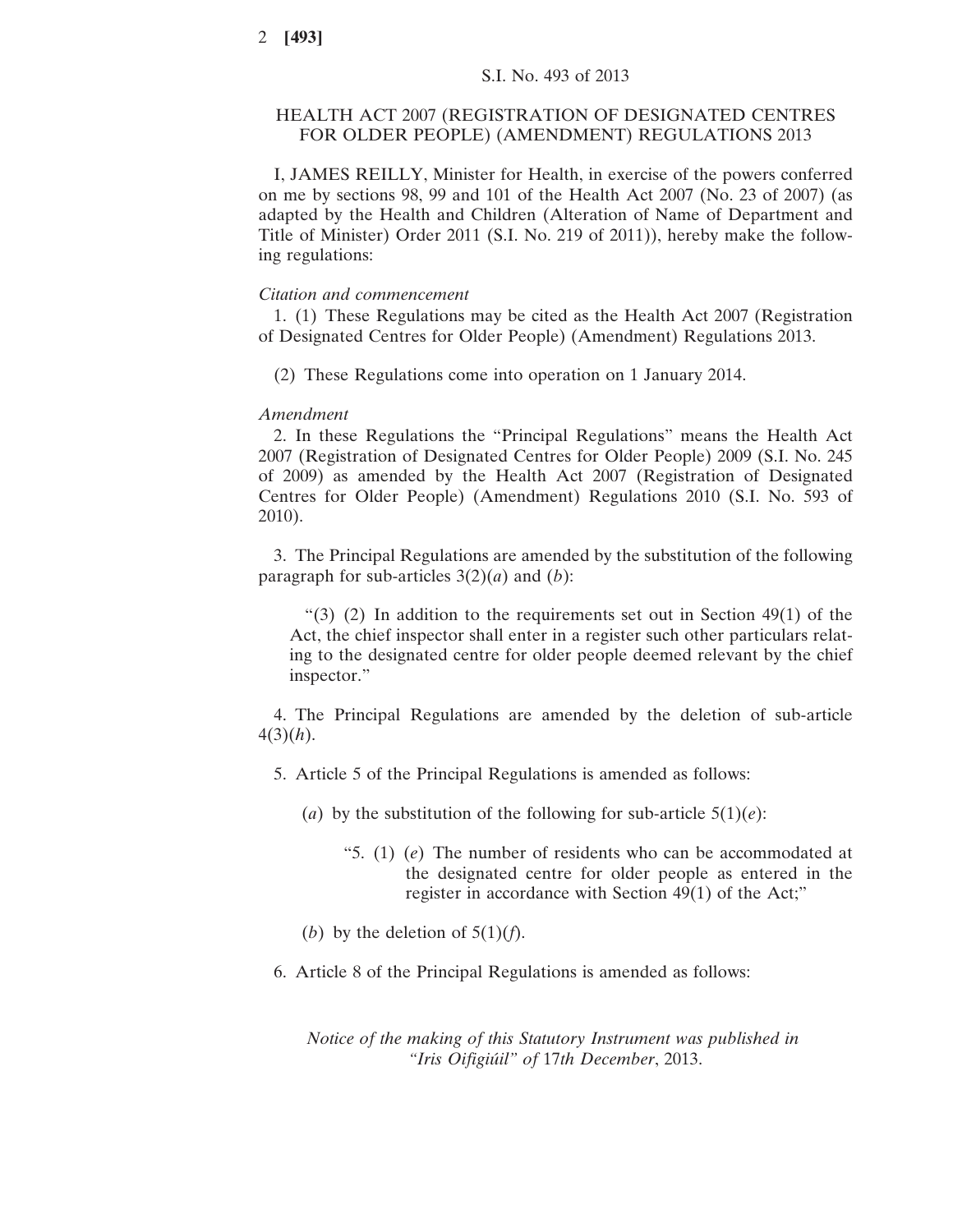S.I. No. 493 of 2013

# HEALTH ACT 2007 (REGISTRATION OF DESIGNATED CENTRES FOR OLDER PEOPLE) (AMENDMENT) REGULATIONS 2013

I, JAMES REILLY, Minister for Health, in exercise of the powers conferred on me by sections 98, 99 and 101 of the Health Act 2007 (No. 23 of 2007) (as adapted by the Health and Children (Alteration of Name of Department and Title of Minister) Order 2011 (S.I. No. 219 of 2011)), hereby make the following regulations:

*Citation and commencement*

1. (1) These Regulations may be cited as the Health Act 2007 (Registration of Designated Centres for Older People) (Amendment) Regulations 2013.

(2) These Regulations come into operation on 1 January 2014.

*Amendment*

2. In these Regulations the "Principal Regulations" means the Health Act 2007 (Registration of Designated Centres for Older People) 2009 (S.I. No. 245 of 2009) as amended by the Health Act 2007 (Registration of Designated Centres for Older People) (Amendment) Regulations 2010 (S.I. No. 593 of 2010).

3. The Principal Regulations are amended by the substitution of the following paragraph for sub-articles 3(2)(*a*) and (*b*):

> "(3) (2) In addition to the requirements set out in Section 49(1) of the Act, the chief inspector shall enter in a register such other particulars relating to the designated centre for older people deemed relevant by the chief inspector."

4. The Principal Regulations are amended by the deletion of sub-article 4(3)(*h*).

5. Article 5 of the Principal Regulations is amended as follows:

(*a*) by the substitution of the following for sub-article 5(1)(*e*):

> "5. (1) (*e*) The number of residents who can be accommodated at the designated centre for older people as entered in the register in accordance with Section 49(1) of the Act;"

(*b*) by the deletion of 5(1)(*f*).

6. Article 8 of the Principal Regulations is amended as follows:

*Notice of the making of this Statutory Instrument was published in "Iris Oifigiúil" of* 17*th December*, 2013.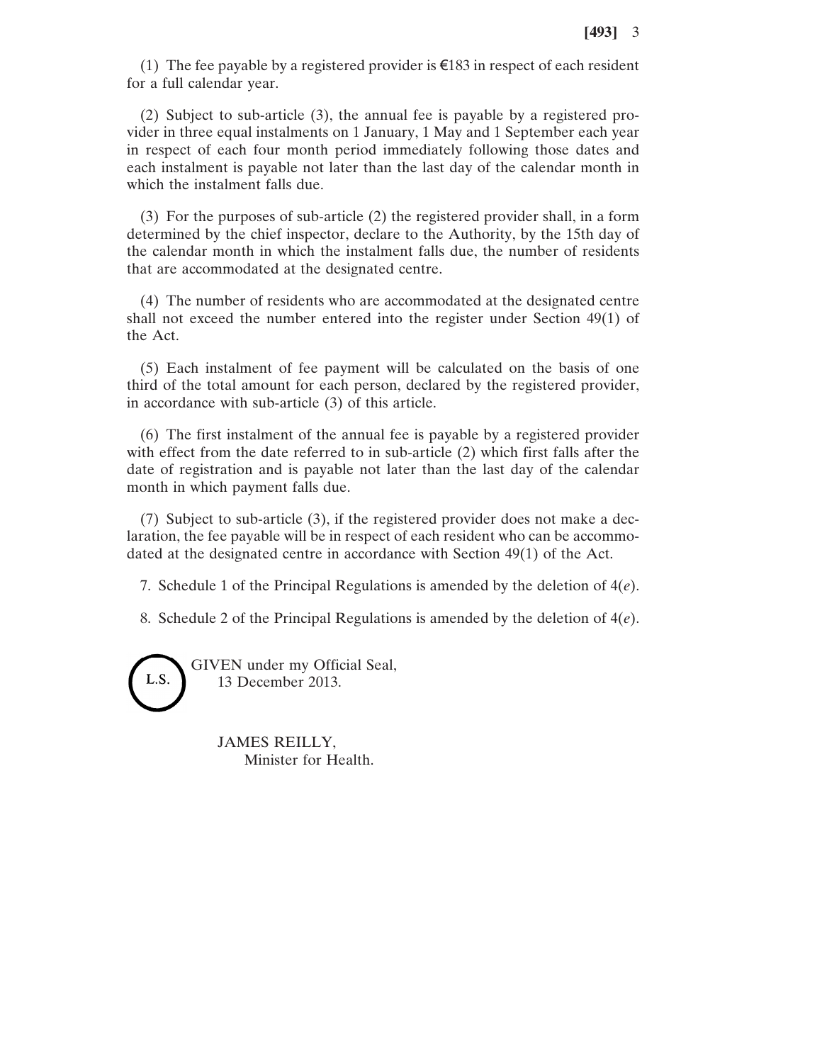(1) The fee payable by a registered provider is €183 in respect of each resident for a full calendar year.

(2) Subject to sub-article (3), the annual fee is payable by a registered provider in three equal instalments on 1 January, 1 May and 1 September each year in respect of each four month period immediately following those dates and each instalment is payable not later than the last day of the calendar month in which the instalment falls due.

(3) For the purposes of sub-article (2) the registered provider shall, in a form determined by the chief inspector, declare to the Authority, by the 15th day of the calendar month in which the instalment falls due, the number of residents that are accommodated at the designated centre.

(4) The number of residents who are accommodated at the designated centre shall not exceed the number entered into the register under Section 49(1) of the Act.

(5) Each instalment of fee payment will be calculated on the basis of one third of the total amount for each person, declared by the registered provider, in accordance with sub-article (3) of this article.

(6) The first instalment of the annual fee is payable by a registered provider with effect from the date referred to in sub-article (2) which first falls after the date of registration and is payable not later than the last day of the calendar month in which payment falls due.

(7) Subject to sub-article (3), if the registered provider does not make a declaration, the fee payable will be in respect of each resident who can be accommodated at the designated centre in accordance with Section 49(1) of the Act.

7. Schedule 1 of the Principal Regulations is amended by the deletion of 4(*e*).

8. Schedule 2 of the Principal Regulations is amended by the deletion of 4(*e*).

L.S.

GIVEN under my Official Seal,
13 December 2013.

JAMES REILLY,
Minister for Health.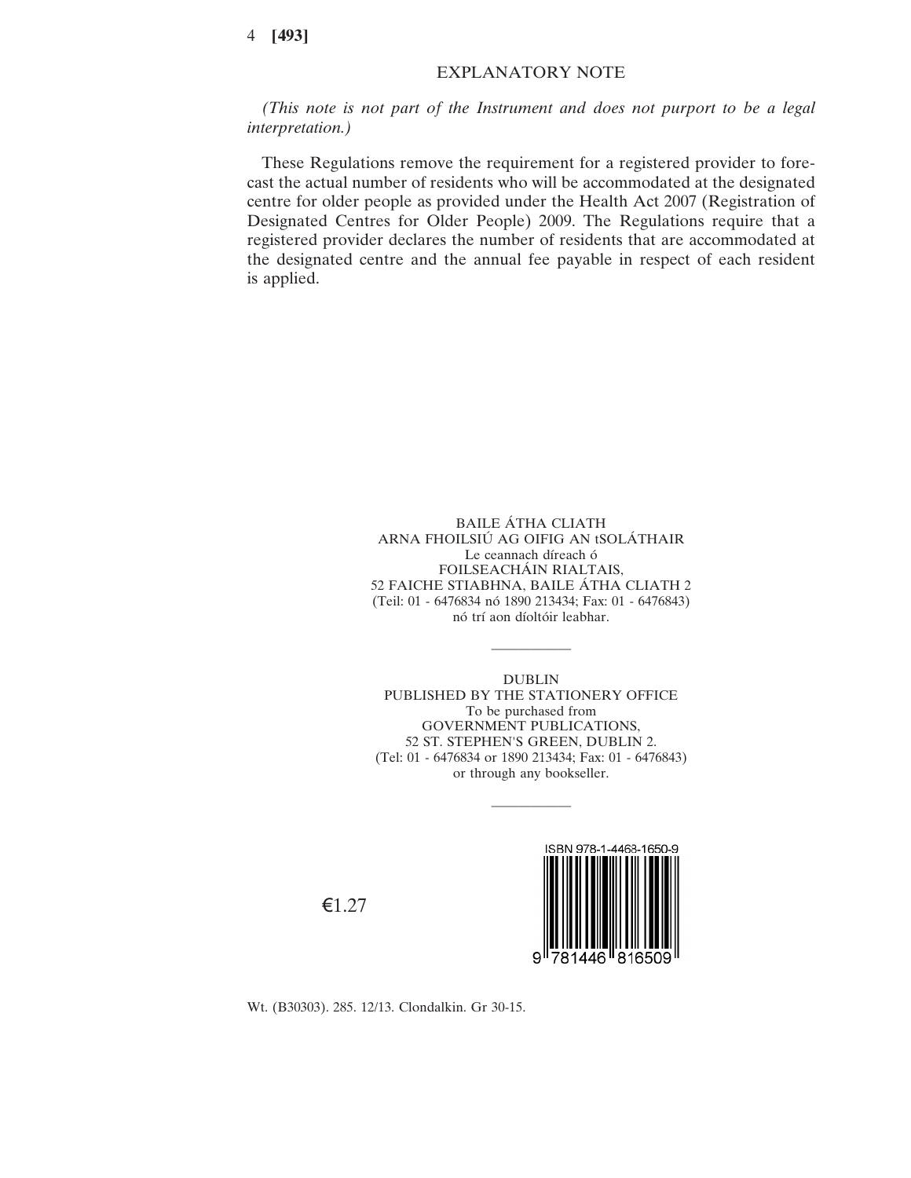## EXPLANATORY NOTE

*(This note is not part of the Instrument and does not purport to be a legal interpretation.)*

These Regulations remove the requirement for a registered provider to forecast the actual number of residents who will be accommodated at the designated centre for older people as provided under the Health Act 2007 (Registration of Designated Centres for Older People) 2009. The Regulations require that a registered provider declares the number of residents that are accommodated at the designated centre and the annual fee payable in respect of each resident is applied.

BAILE ÁTHA CLIATH
ARNA FHOILSIÚ AG OIFIG AN tSOLÁTHAIR
Le ceannach díreach ó
FOILSEACHÁIN RIALTAIS,
52 FAICHE STIABHNA, BAILE ÁTHA CLIATH 2
(Teil: 01 - 6476834 nó 1890 213434; Fax: 01 - 6476843)
nó trí aon díoltóir leabhar.

---

DUBLIN
PUBLISHED BY THE STATIONERY OFFICE
To be purchased from
GOVERNMENT PUBLICATIONS,
52 ST. STEPHEN'S GREEN, DUBLIN 2.
(Tel: 01 - 6476834 or 1890 213434; Fax: 01 - 6476843)
or through any bookseller.

---

€1.27

ISBN 978-1-4468-1650-9

9 781446 816509

Wt. (B30303). 285. 12/13. Clondalkin. Gr 30-15.